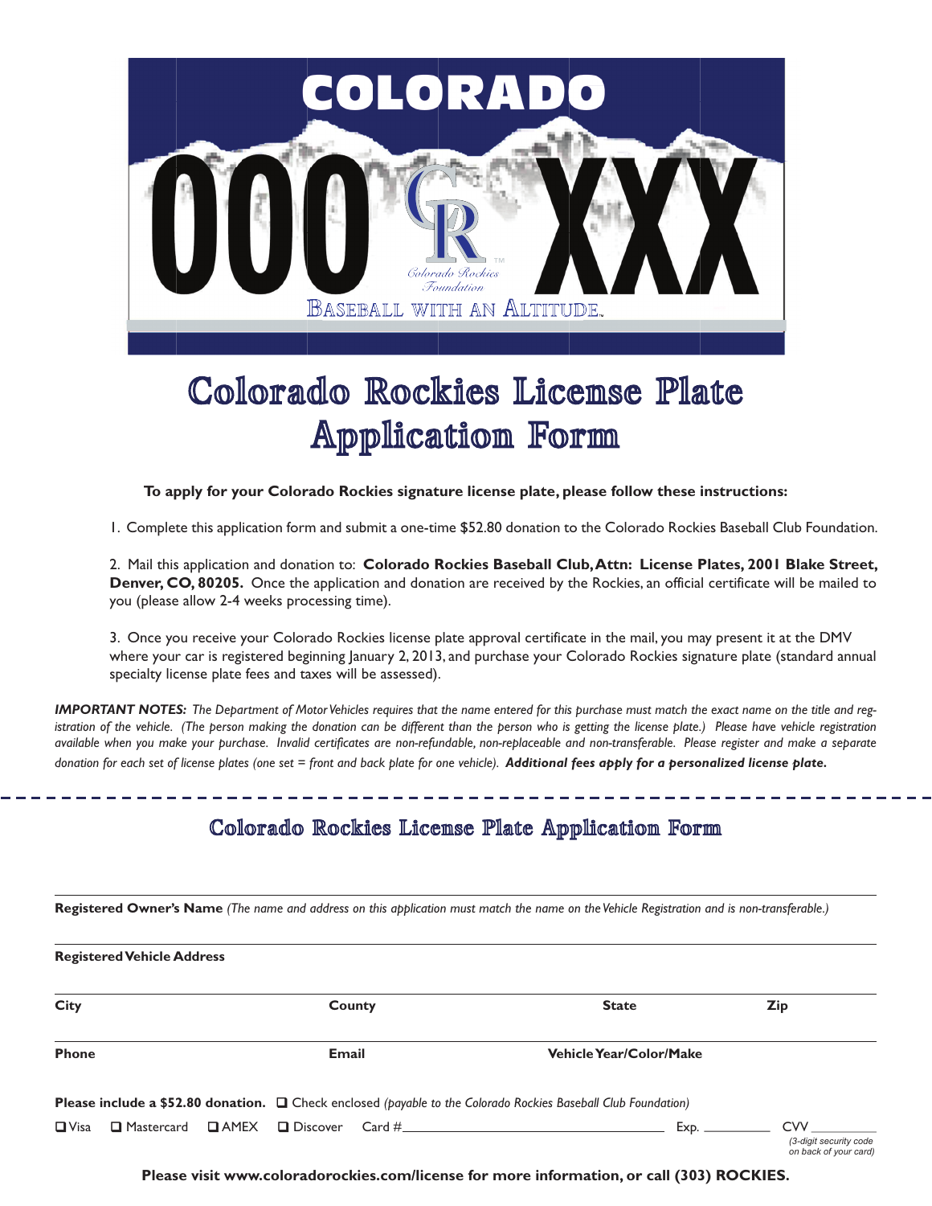# Colorado Rockies License Plate Application Form

**To apply for your Colorado Rockies signature license plate, please follow these instructions:**

1. Complete this application form and submit a one-time $52.80 donation to the Colorado Rockies Baseball Club Foundation.

2. Mail this application and donation to: **Colorado Rockies Baseball Club, Attn: License Plates, 2001 Blake Street, Denver, CO, 80205.** Once the application and donation are received by the Rockies, an official certificate will be mailed to you (please allow 2-4 weeks processing time).

3. Once you receive your Colorado Rockies license plate approval certificate in the mail, you may present it at the DMV where your car is registered beginning January 2, 2013, and purchase your Colorado Rockies signature plate (standard annual specialty license plate fees and taxes will be assessed).

***IMPORTANT NOTES:*** *The Department of Motor Vehicles requires that the name entered for this purchase must match the exact name on the title and registration of the vehicle. (The person making the donation can be different than the person who is getting the license plate.) Please have vehicle registration available when you make your purchase. Invalid certificates are non-refundable, non-replaceable and non-transferable. Please register and make a separate donation for each set of license plates (one set = front and back plate for one vehicle).* ***Additional fees apply for a personalized license plate.***

---

## Colorado Rockies License Plate Application Form

**Registered Owner's Name** *(The name and address on this application must match the name on the Vehicle Registration and is non-transferable.)*

**Registered Vehicle Address**

**City** | **County** | **State** | **Zip**

**Phone** | **Email** | **Vehicle Year/Color/Make**

**Please include a $52.80 donation.** ❑ Check enclosed *(payable to the Colorado Rockies Baseball Club Foundation)*

❑ Visa ❑ Mastercard ❑ AMEX ❑ Discover Card #\_\_\_\_\_\_\_\_\_\_\_\_\_\_\_\_\_\_\_\_ Exp. \_\_\_\_\_\_\_\_ CVV \_\_\_\_\_\_\_\_ *(3-digit security code on back of your card)*

**Please visit www.coloradorockies.com/license for more information, or call (303) ROCKIES.**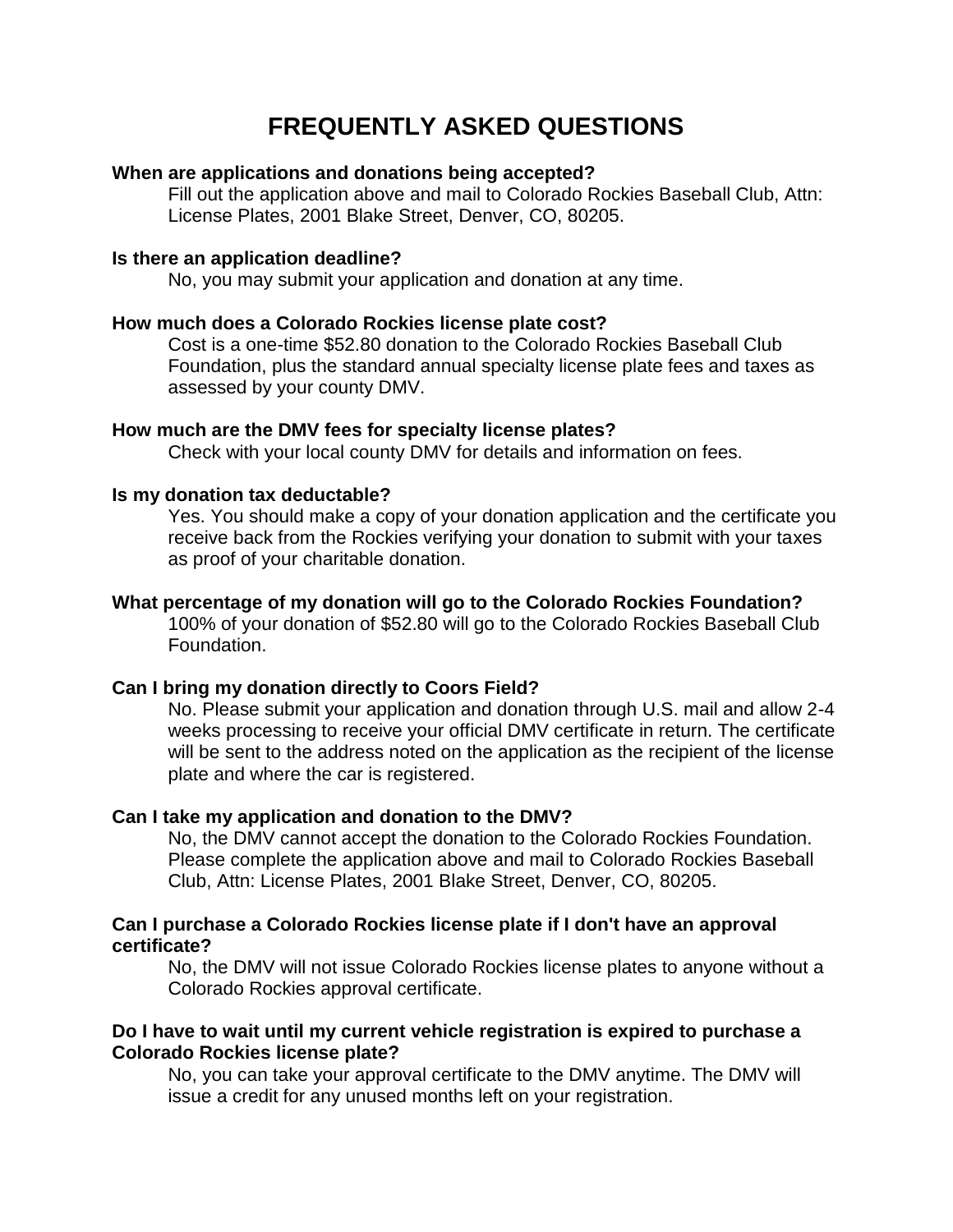# FREQUENTLY ASKED QUESTIONS

**When are applications and donations being accepted?**

Fill out the application above and mail to Colorado Rockies Baseball Club, Attn: License Plates, 2001 Blake Street, Denver, CO, 80205.

**Is there an application deadline?**

No, you may submit your application and donation at any time.

**How much does a Colorado Rockies license plate cost?**

Cost is a one-time $52.80 donation to the Colorado Rockies Baseball Club Foundation, plus the standard annual specialty license plate fees and taxes as assessed by your county DMV.

**How much are the DMV fees for specialty license plates?**

Check with your local county DMV for details and information on fees.

**Is my donation tax deductable?**

Yes. You should make a copy of your donation application and the certificate you receive back from the Rockies verifying your donation to submit with your taxes as proof of your charitable donation.

**What percentage of my donation will go to the Colorado Rockies Foundation?**

100% of your donation of $52.80 will go to the Colorado Rockies Baseball Club Foundation.

**Can I bring my donation directly to Coors Field?**

No. Please submit your application and donation through U.S. mail and allow 2-4 weeks processing to receive your official DMV certificate in return. The certificate will be sent to the address noted on the application as the recipient of the license plate and where the car is registered.

**Can I take my application and donation to the DMV?**

No, the DMV cannot accept the donation to the Colorado Rockies Foundation. Please complete the application above and mail to Colorado Rockies Baseball Club, Attn: License Plates, 2001 Blake Street, Denver, CO, 80205.

**Can I purchase a Colorado Rockies license plate if I don't have an approval certificate?**

No, the DMV will not issue Colorado Rockies license plates to anyone without a Colorado Rockies approval certificate.

**Do I have to wait until my current vehicle registration is expired to purchase a Colorado Rockies license plate?**

No, you can take your approval certificate to the DMV anytime. The DMV will issue a credit for any unused months left on your registration.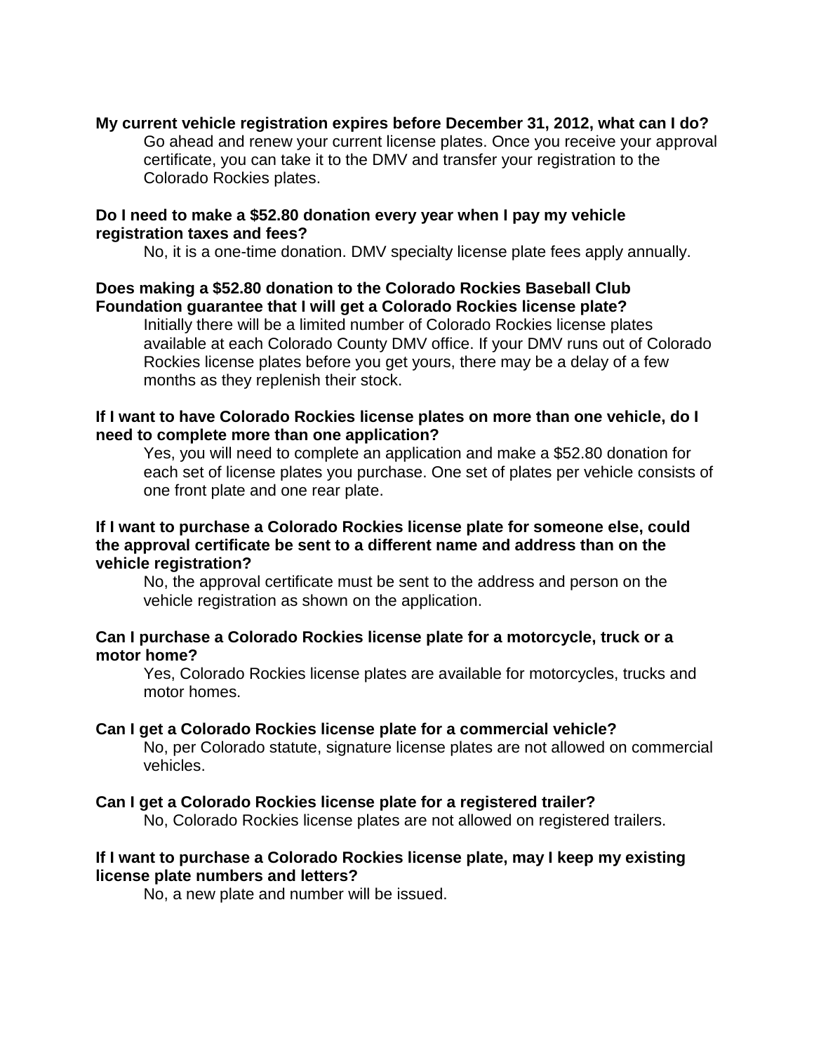**My current vehicle registration expires before December 31, 2012, what can I do?**

Go ahead and renew your current license plates. Once you receive your approval certificate, you can take it to the DMV and transfer your registration to the Colorado Rockies plates.

**Do I need to make a $52.80 donation every year when I pay my vehicle registration taxes and fees?**

No, it is a one-time donation. DMV specialty license plate fees apply annually.

**Does making a $52.80 donation to the Colorado Rockies Baseball Club Foundation guarantee that I will get a Colorado Rockies license plate?**

Initially there will be a limited number of Colorado Rockies license plates available at each Colorado County DMV office. If your DMV runs out of Colorado Rockies license plates before you get yours, there may be a delay of a few months as they replenish their stock.

**If I want to have Colorado Rockies license plates on more than one vehicle, do I need to complete more than one application?**

Yes, you will need to complete an application and make a $52.80 donation for each set of license plates you purchase. One set of plates per vehicle consists of one front plate and one rear plate.

**If I want to purchase a Colorado Rockies license plate for someone else, could the approval certificate be sent to a different name and address than on the vehicle registration?**

No, the approval certificate must be sent to the address and person on the vehicle registration as shown on the application.

**Can I purchase a Colorado Rockies license plate for a motorcycle, truck or a motor home?**

Yes, Colorado Rockies license plates are available for motorcycles, trucks and motor homes.

**Can I get a Colorado Rockies license plate for a commercial vehicle?**

No, per Colorado statute, signature license plates are not allowed on commercial vehicles.

**Can I get a Colorado Rockies license plate for a registered trailer?**

No, Colorado Rockies license plates are not allowed on registered trailers.

**If I want to purchase a Colorado Rockies license plate, may I keep my existing license plate numbers and letters?**

No, a new plate and number will be issued.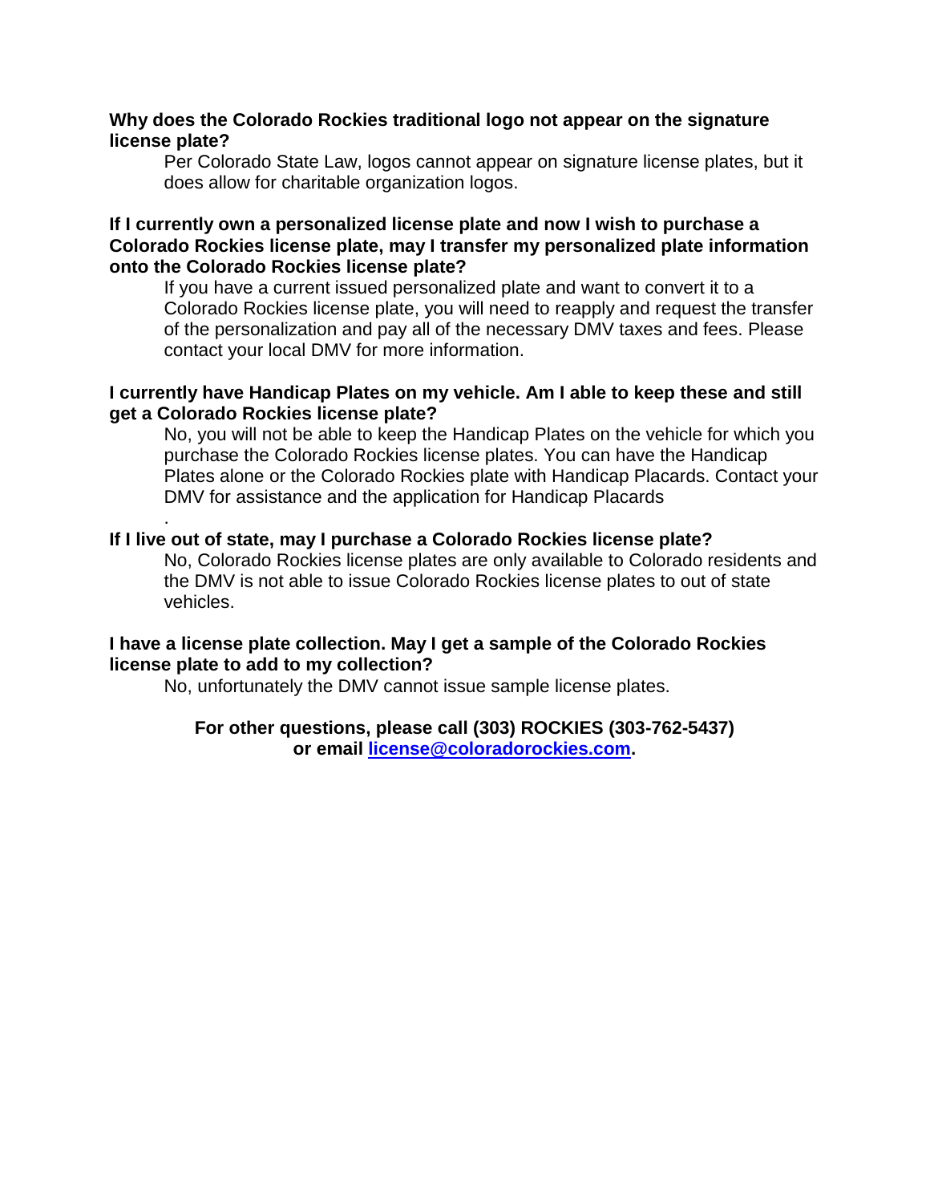**Why does the Colorado Rockies traditional logo not appear on the signature license plate?**

Per Colorado State Law, logos cannot appear on signature license plates, but it does allow for charitable organization logos.

**If I currently own a personalized license plate and now I wish to purchase a Colorado Rockies license plate, may I transfer my personalized plate information onto the Colorado Rockies license plate?**

If you have a current issued personalized plate and want to convert it to a Colorado Rockies license plate, you will need to reapply and request the transfer of the personalization and pay all of the necessary DMV taxes and fees. Please contact your local DMV for more information.

**I currently have Handicap Plates on my vehicle. Am I able to keep these and still get a Colorado Rockies license plate?**

No, you will not be able to keep the Handicap Plates on the vehicle for which you purchase the Colorado Rockies license plates. You can have the Handicap Plates alone or the Colorado Rockies plate with Handicap Placards. Contact your DMV for assistance and the application for Handicap Placards

.

**If I live out of state, may I purchase a Colorado Rockies license plate?**

No, Colorado Rockies license plates are only available to Colorado residents and the DMV is not able to issue Colorado Rockies license plates to out of state vehicles.

**I have a license plate collection. May I get a sample of the Colorado Rockies license plate to add to my collection?**

No, unfortunately the DMV cannot issue sample license plates.

**For other questions, please call (303) ROCKIES (303-762-5437) or email [license@coloradorockies.com](mailto:license@coloradorockies.com).**